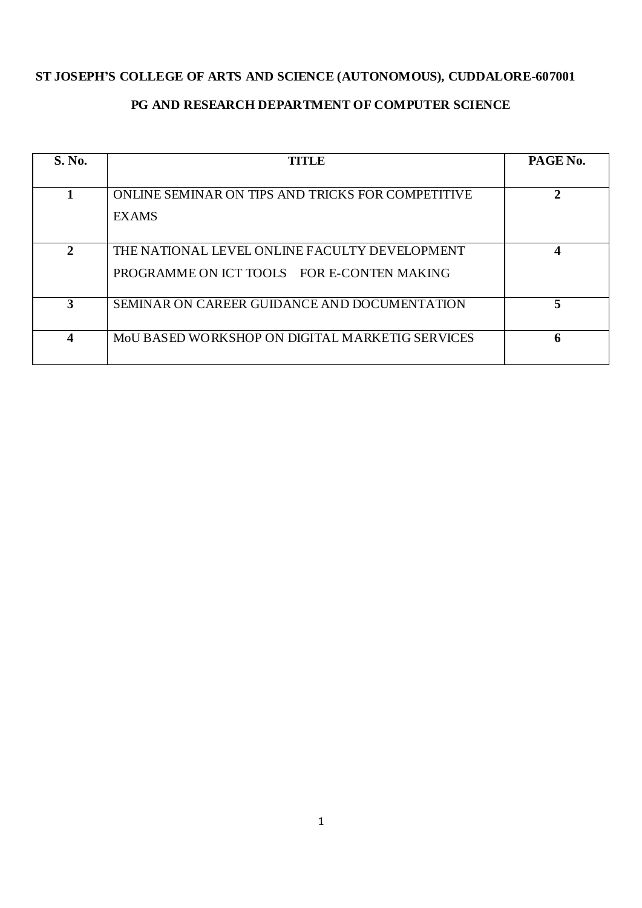**ST JOSEPH'S COLLEGE OF ARTS AND SCIENCE (AUTONOMOUS), CUDDALORE-607001**

**PG AND RESEARCH DEPARTMENT OF COMPUTER SCIENCE**

| S. No. | TITLE | PAGE No. |
| --- | --- | --- |
| 1 | ONLINE SEMINAR ON TIPS AND TRICKS FOR COMPETITIVE EXAMS | 2 |
| 2 | THE NATIONAL LEVEL ONLINE FACULTY DEVELOPMENT PROGRAMME ON ICT TOOLS FOR E-CONTEN MAKING | 4 |
| 3 | SEMINAR ON CAREER GUIDANCE AND DOCUMENTATION | 5 |
| 4 | MoU BASED WORKSHOP ON DIGITAL MARKETIG SERVICES | 6 |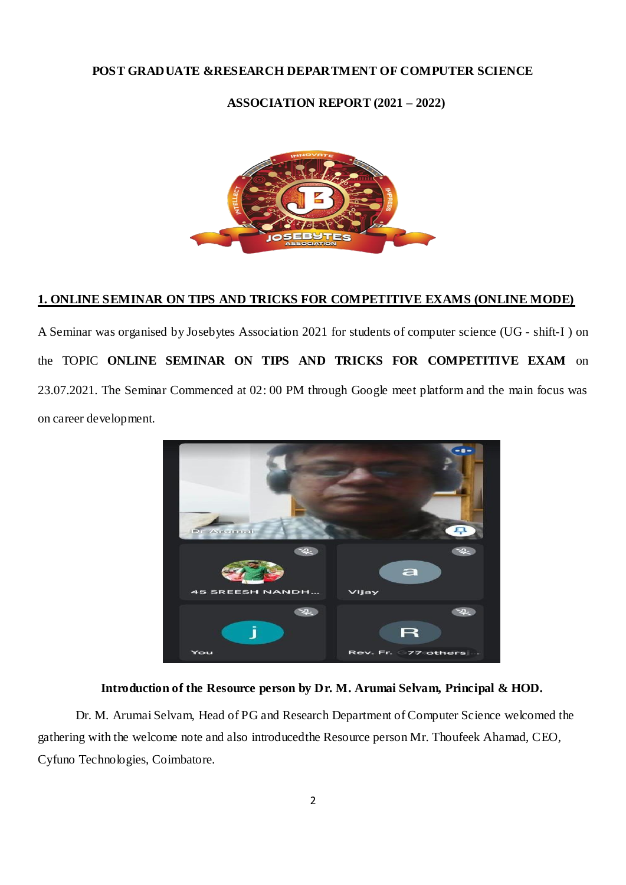**POST GRADUATE &RESEARCH DEPARTMENT OF COMPUTER SCIENCE**

**ASSOCIATION REPORT (2021 – 2022)**

## 1. ONLINE SEMINAR ON TIPS AND TRICKS FOR COMPETITIVE EXAMS (ONLINE MODE)

A Seminar was organised by Josebytes Association 2021 for students of computer science (UG - shift-I ) on the TOPIC **ONLINE SEMINAR ON TIPS AND TRICKS FOR COMPETITIVE EXAM** on 23.07.2021. The Seminar Commenced at 02: 00 PM through Google meet platform and the main focus was on career development.

**Introduction of the Resource person by Dr. M. Arumai Selvam, Principal & HOD.**

Dr. M. Arumai Selvam, Head of PG and Research Department of Computer Science welcomed the gathering with the welcome note and also introducedthe Resource person Mr. Thoufeek Ahamad, CEO, Cyfuno Technologies, Coimbatore.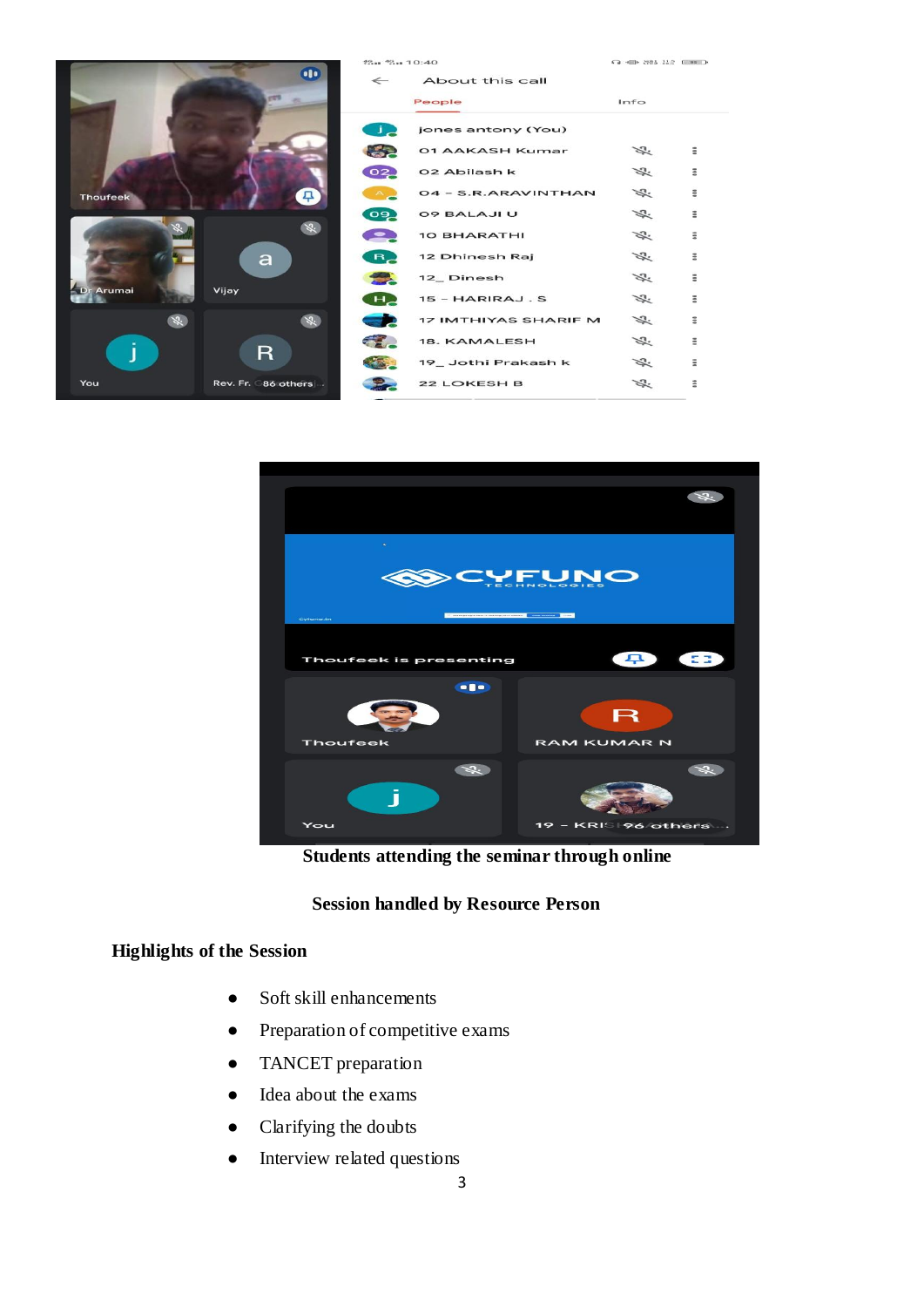**Students attending the seminar through online**

**Session handled by Resource Person**

**Highlights of the Session**

- Soft skill enhancements
- Preparation of competitive exams
- TANCET preparation
- Idea about the exams
- Clarifying the doubts
- Interview related questions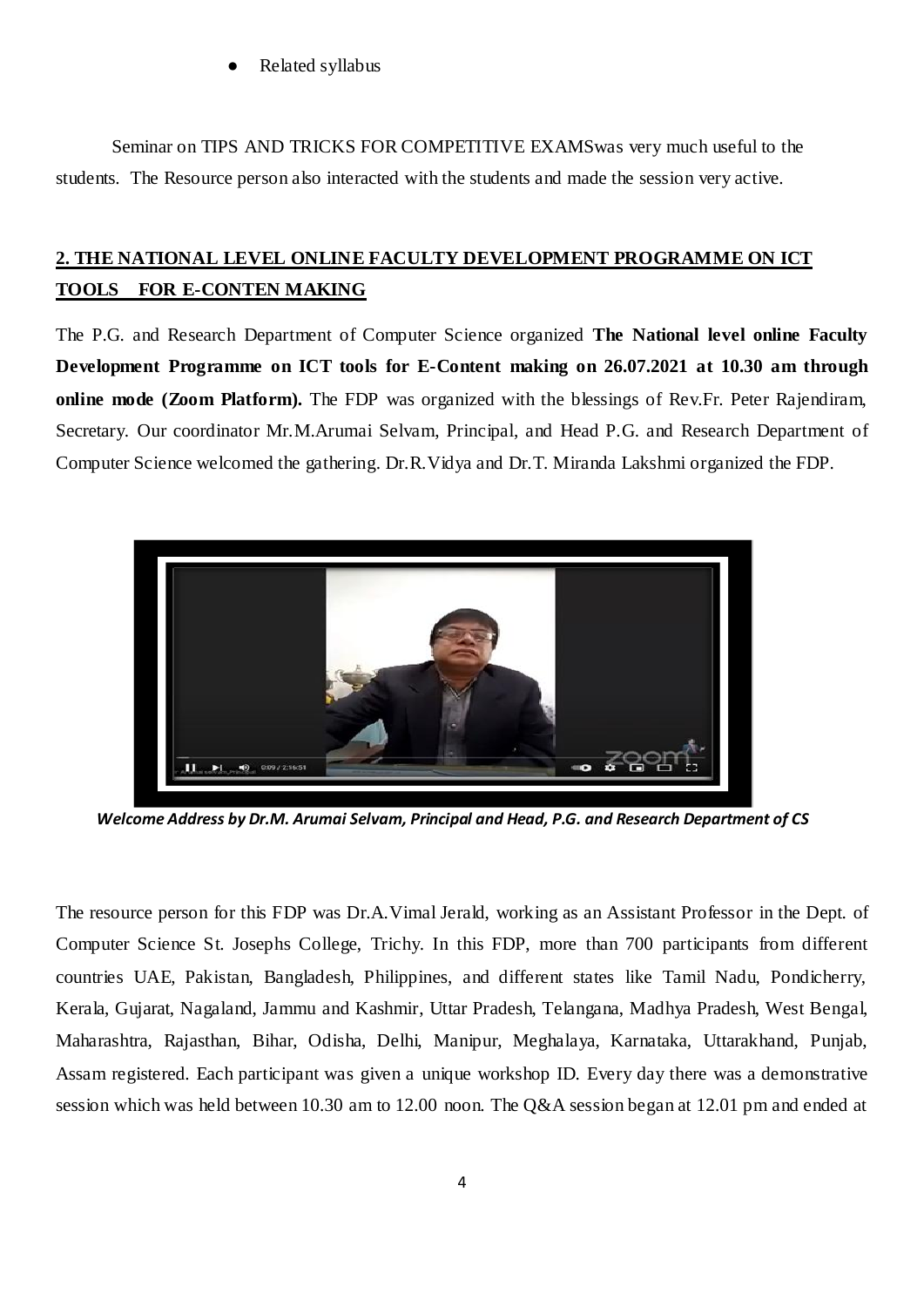- Related syllabus

Seminar on TIPS AND TRICKS FOR COMPETITIVE EXAMSwas very much useful to the students. The Resource person also interacted with the students and made the session very active.

## 2. THE NATIONAL LEVEL ONLINE FACULTY DEVELOPMENT PROGRAMME ON ICT TOOLS FOR E-CONTEN MAKING

The P.G. and Research Department of Computer Science organized **The National level online Faculty Development Programme on ICT tools for E-Content making on 26.07.2021 at 10.30 am through online mode (Zoom Platform).** The FDP was organized with the blessings of Rev.Fr. Peter Rajendiram, Secretary. Our coordinator Mr.M.Arumai Selvam, Principal, and Head P.G. and Research Department of Computer Science welcomed the gathering. Dr.R.Vidya and Dr.T. Miranda Lakshmi organized the FDP.

***Welcome Address by Dr.M. Arumai Selvam, Principal and Head, P.G. and Research Department of CS***

The resource person for this FDP was Dr.A.Vimal Jerald, working as an Assistant Professor in the Dept. of Computer Science St. Josephs College, Trichy. In this FDP, more than 700 participants from different countries UAE, Pakistan, Bangladesh, Philippines, and different states like Tamil Nadu, Pondicherry, Kerala, Gujarat, Nagaland, Jammu and Kashmir, Uttar Pradesh, Telangana, Madhya Pradesh, West Bengal, Maharashtra, Rajasthan, Bihar, Odisha, Delhi, Manipur, Meghalaya, Karnataka, Uttarakhand, Punjab, Assam registered. Each participant was given a unique workshop ID. Every day there was a demonstrative session which was held between 10.30 am to 12.00 noon. The Q&A session began at 12.01 pm and ended at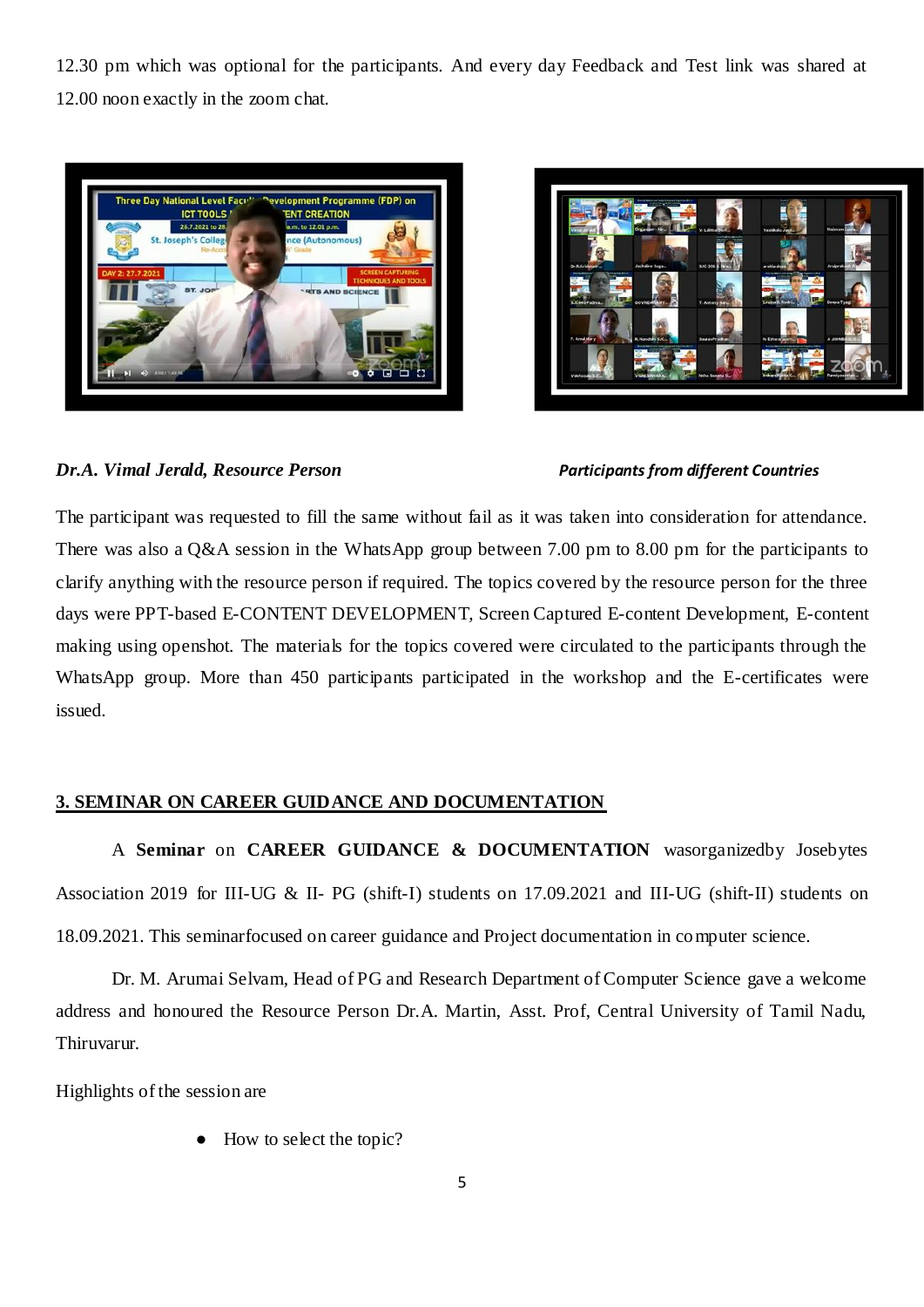12.30 pm which was optional for the participants. And every day Feedback and Test link was shared at 12.00 noon exactly in the zoom chat.

***Dr.A. Vimal Jerald, Resource Person***

***Participants from different Countries***

The participant was requested to fill the same without fail as it was taken into consideration for attendance. There was also a Q&A session in the WhatsApp group between 7.00 pm to 8.00 pm for the participants to clarify anything with the resource person if required. The topics covered by the resource person for the three days were PPT-based E-CONTENT DEVELOPMENT, Screen Captured E-content Development, E-content making using openshot. The materials for the topics covered were circulated to the participants through the WhatsApp group. More than 450 participants participated in the workshop and the E-certificates were issued.

## 3. SEMINAR ON CAREER GUIDANCE AND DOCUMENTATION

A **Seminar** on **CAREER GUIDANCE & DOCUMENTATION** wasorganizedby Josebytes Association 2019 for III-UG & II- PG (shift-I) students on 17.09.2021 and III-UG (shift-II) students on 18.09.2021. This seminarfocused on career guidance and Project documentation in computer science.

Dr. M. Arumai Selvam, Head of PG and Research Department of Computer Science gave a welcome address and honoured the Resource Person Dr.A. Martin, Asst. Prof, Central University of Tamil Nadu, Thiruvarur.

Highlights of the session are

- How to select the topic?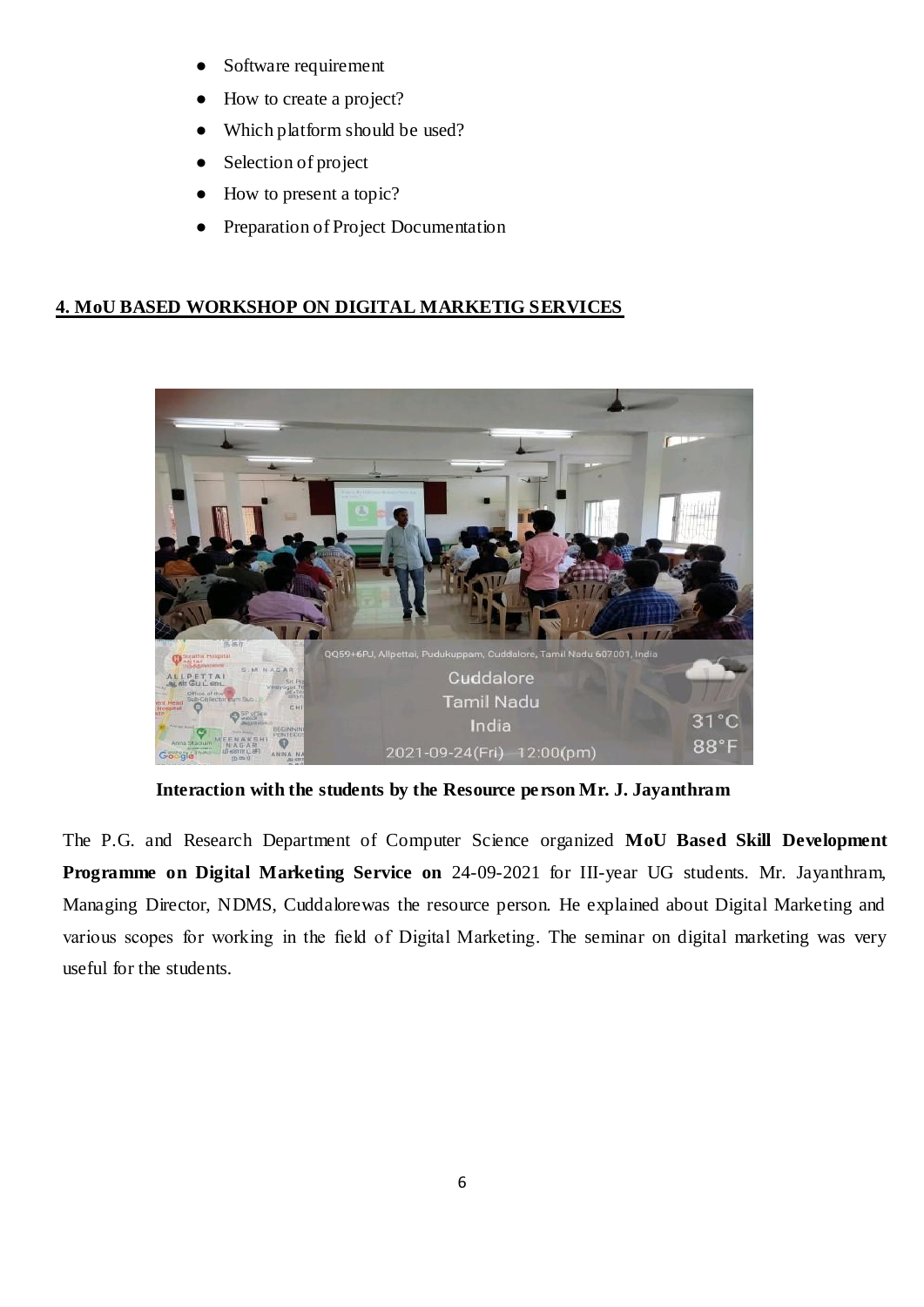- Software requirement
- How to create a project?
- Which platform should be used?
- Selection of project
- How to present a topic?
- Preparation of Project Documentation

## 4. MoU BASED WORKSHOP ON DIGITAL MARKETIG SERVICES

**Interaction with the students by the Resource person Mr. J. Jayanthram**

The P.G. and Research Department of Computer Science organized **MoU Based Skill Development Programme on Digital Marketing Service on** 24-09-2021 for III-year UG students. Mr. Jayanthram, Managing Director, NDMS, Cuddalorewas the resource person. He explained about Digital Marketing and various scopes for working in the field of Digital Marketing. The seminar on digital marketing was very useful for the students.